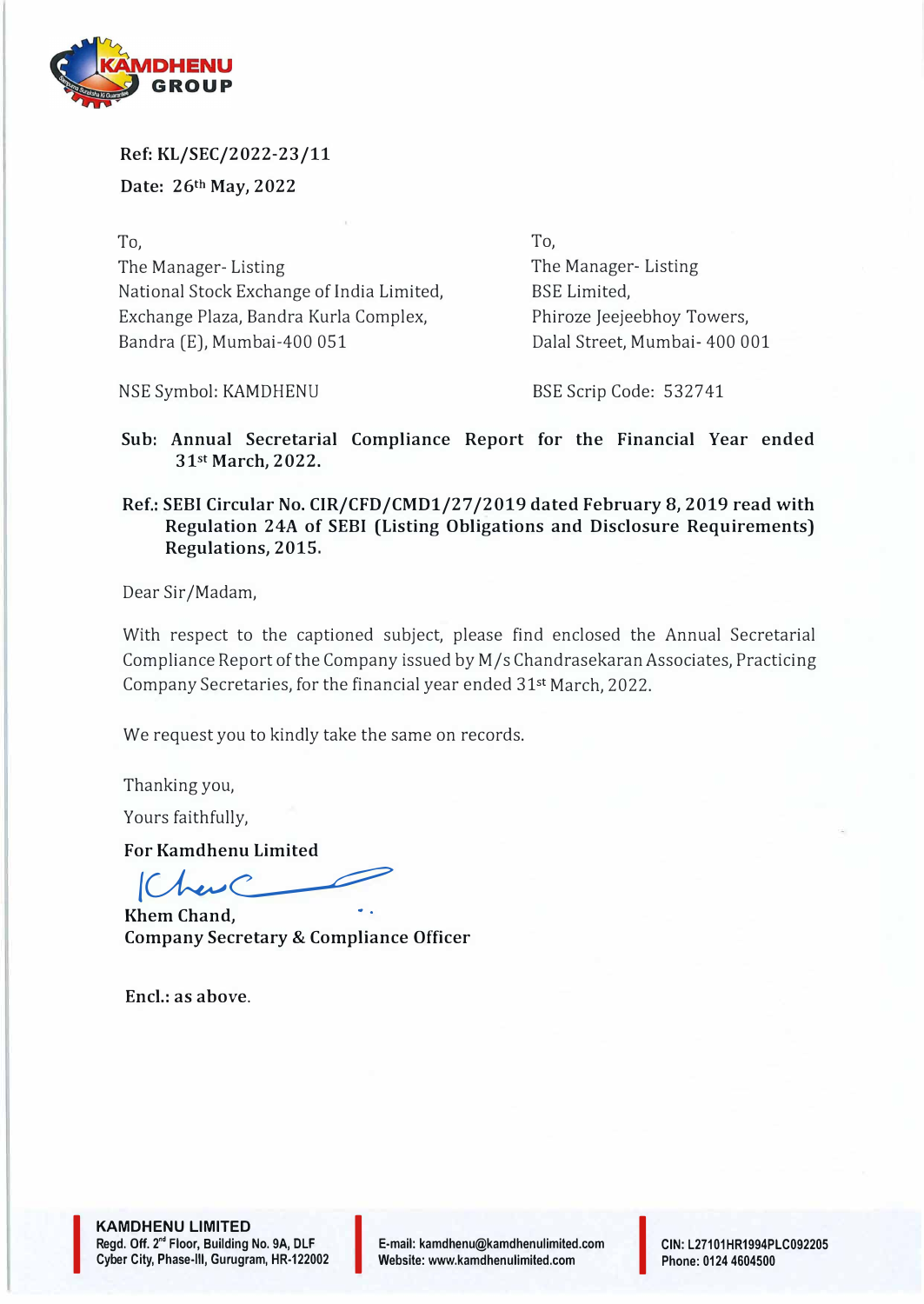**KAMDHENU GROUP**

**Ref: KL/SEC/2022-23/11**

**Date: 26th May, 2022**

To,
The Manager- Listing
National Stock Exchange of India Limited,
Exchange Plaza, Bandra Kurla Complex,
Bandra (E), Mumbai-400 051

NSE Symbol: KAMDHENU

To,
The Manager- Listing
BSE Limited,
Phiroze Jeejeebhoy Towers,
Dalal Street, Mumbai- 400 001

BSE Scrip Code: 532741

**Sub: Annual Secretarial Compliance Report for the Financial Year ended 31st March, 2022.**

**Ref.: SEBI Circular No. CIR/CFD/CMD1/27/2019 dated February 8, 2019 read with Regulation 24A of SEBI (Listing Obligations and Disclosure Requirements) Regulations, 2015.**

Dear Sir/Madam,

With respect to the captioned subject, please find enclosed the Annual Secretarial Compliance Report of the Company issued by M/s Chandrasekaran Associates, Practicing Company Secretaries, for the financial year ended 31st March, 2022.

We request you to kindly take the same on records.

Thanking you,

Yours faithfully,

**For Kamdhenu Limited**

**Khem Chand,**
**Company Secretary & Compliance Officer**

**Encl.: as above.**

**KAMDHENU LIMITED**
Regd. Off. 2nd Floor, Building No. 9A, DLF Cyber City, Phase-III, Gurugram, HR-122002
E-mail: kamdhenu@kamdhenulimited.com
Website: www.kamdhenulimited.com
CIN: L27101HR1994PLC092205
Phone: 0124 4604500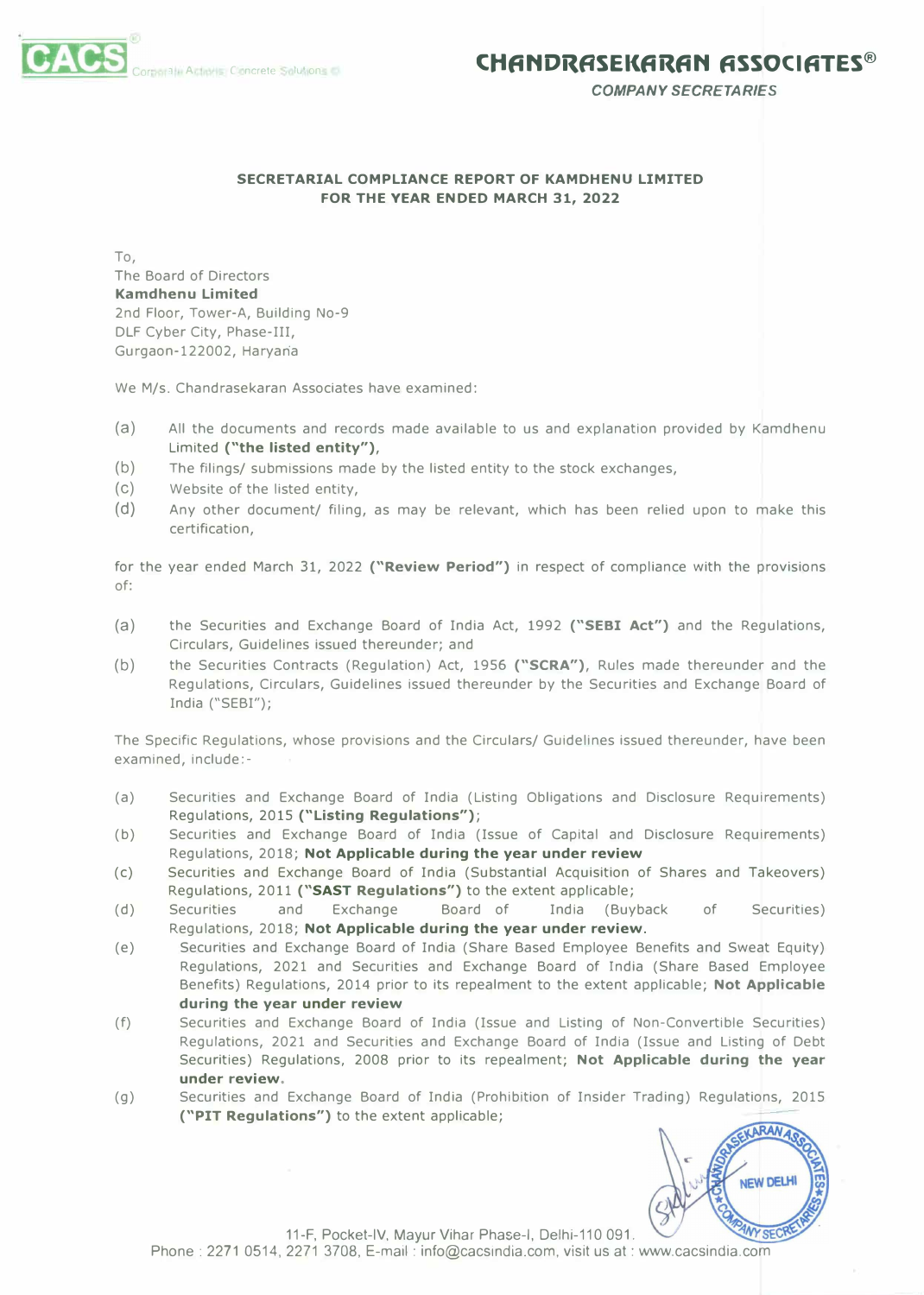## SECRETARIAL COMPLIANCE REPORT OF KAMDHENU LIMITED FOR THE YEAR ENDED MARCH 31, 2022

To,
The Board of Directors
**Kamdhenu Limited**
2nd Floor, Tower-A, Building No-9
DLF Cyber City, Phase-III,
Gurgaon-122002, Haryana

We M/s. Chandrasekaran Associates have examined:

(a) All the documents and records made available to us and explanation provided by Kamdhenu Limited **("the listed entity")**,
(b) The filings/ submissions made by the listed entity to the stock exchanges,
(c) Website of the listed entity,
(d) Any other document/ filing, as may be relevant, which has been relied upon to make this certification,

for the year ended March 31, 2022 **("Review Period")** in respect of compliance with the provisions of:

(a) the Securities and Exchange Board of India Act, 1992 **("SEBI Act")** and the Regulations, Circulars, Guidelines issued thereunder; and
(b) the Securities Contracts (Regulation) Act, 1956 **("SCRA")**, Rules made thereunder and the Regulations, Circulars, Guidelines issued thereunder by the Securities and Exchange Board of India ("SEBI");

The Specific Regulations, whose provisions and the Circulars/ Guidelines issued thereunder, have been examined, include:-

(a) Securities and Exchange Board of India (Listing Obligations and Disclosure Requirements) Regulations, 2015 **("Listing Regulations")**;
(b) Securities and Exchange Board of India (Issue of Capital and Disclosure Requirements) Regulations, 2018; **Not Applicable during the year under review**
(c) Securities and Exchange Board of India (Substantial Acquisition of Shares and Takeovers) Regulations, 2011 **("SAST Regulations")** to the extent applicable;
(d) Securities and Exchange Board of India (Buyback of Securities) Regulations, 2018; **Not Applicable during the year under review.**
(e) Securities and Exchange Board of India (Share Based Employee Benefits and Sweat Equity) Regulations, 2021 and Securities and Exchange Board of India (Share Based Employee Benefits) Regulations, 2014 prior to its repealment to the extent applicable; **Not Applicable during the year under review**
(f) Securities and Exchange Board of India (Issue and Listing of Non-Convertible Securities) Regulations, 2021 and Securities and Exchange Board of India (Issue and Listing of Debt Securities) Regulations, 2008 prior to its repealment; **Not Applicable during the year under review.**
(g) Securities and Exchange Board of India (Prohibition of Insider Trading) Regulations, 2015 **("PIT Regulations")** to the extent applicable;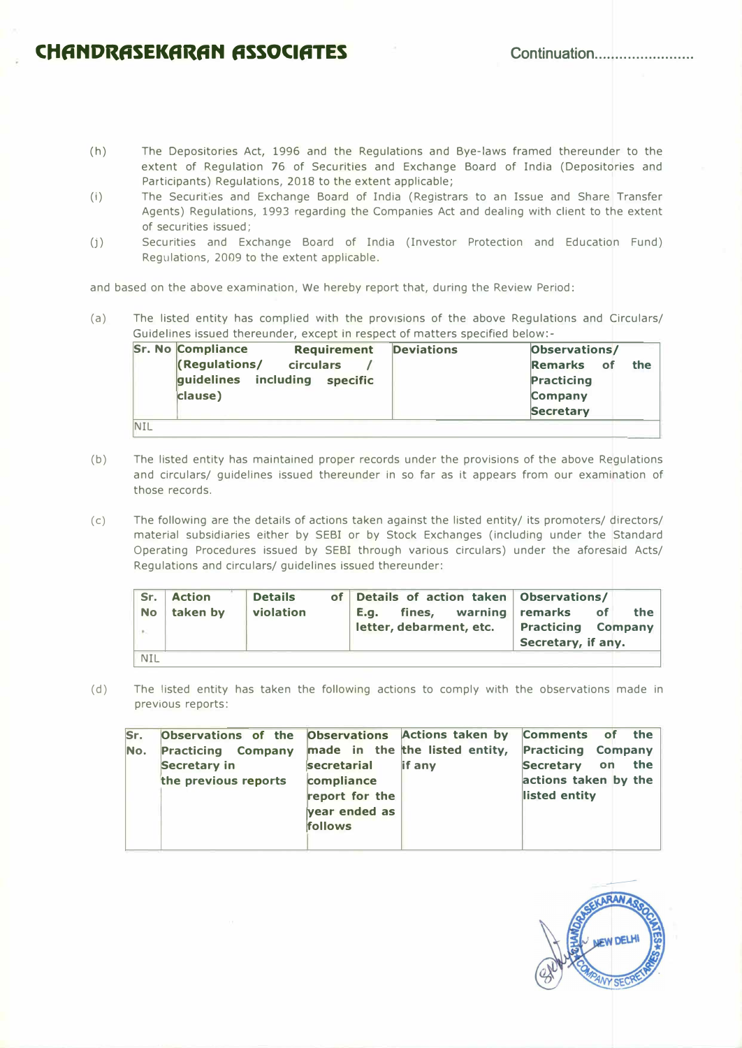(h) The Depositories Act, 1996 and the Regulations and Bye-laws framed thereunder to the extent of Regulation 76 of Securities and Exchange Board of India (Depositories and Participants) Regulations, 2018 to the extent applicable;

(i) The Securities and Exchange Board of India (Registrars to an Issue and Share Transfer Agents) Regulations, 1993 regarding the Companies Act and dealing with client to the extent of securities issued;

(j) Securities and Exchange Board of India (Investor Protection and Education Fund) Regulations, 2009 to the extent applicable.

and based on the above examination, We hereby report that, during the Review Period:

(a) The listed entity has complied with the provisions of the above Regulations and Circulars/ Guidelines issued thereunder, except in respect of matters specified below:-

| Sr. No | Compliance Requirement (Regulations/ circulars / guidelines including specific clause) | Deviations | Observations/ Remarks of the Practicing Company Secretary |
|---|---|---|---|
| NIL | | | |

(b) The listed entity has maintained proper records under the provisions of the above Regulations and circulars/ guidelines issued thereunder in so far as it appears from our examination of those records.

(c) The following are the details of actions taken against the listed entity/ its promoters/ directors/ material subsidiaries either by SEBI or by Stock Exchanges (including under the Standard Operating Procedures issued by SEBI through various circulars) under the aforesaid Acts/ Regulations and circulars/ guidelines issued thereunder:

| Sr. No | Action taken by | Details of violation | Details of action taken E.g. fines, warning letter, debarment, etc. | Observations/ remarks of the Practicing Company Secretary, if any. |
|---|---|---|---|---|
| NIL | | | | |

(d) The listed entity has taken the following actions to comply with the observations made in previous reports:

| Sr. No. | Observations of the Practicing Company Secretary in the previous reports | Observations made in the secretarial compliance report for the year ended as follows | Actions taken by the listed entity, if any | Comments of the Practicing Company Secretary on the actions taken by the listed entity |
|---|---|---|---|---|
| | | | | |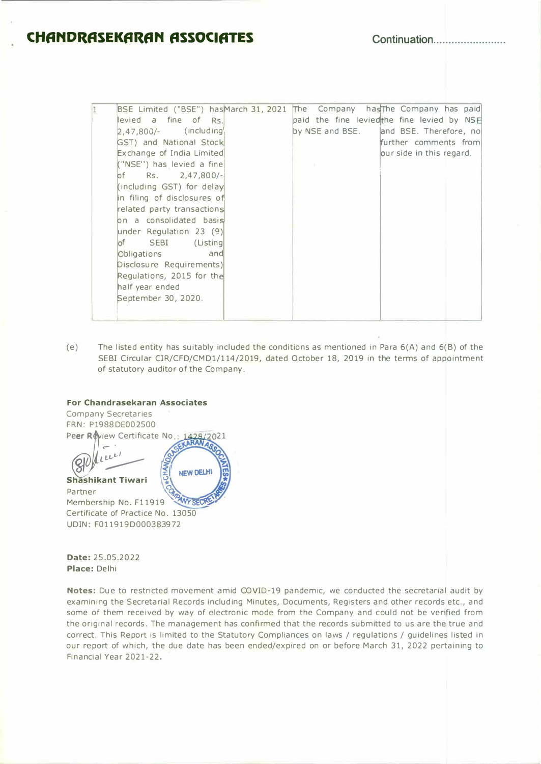| | | | | |
|---|---|---|---|---|
| 1 | BSE Limited ("BSE") has levied a fine of Rs. 2,47,800/- (including GST) and National Stock Exchange of India Limited ("NSE") has levied a fine of Rs. 2,47,800/- (including GST) for delay in filing of disclosures of related party transactions on a consolidated basis under Regulation 23 (9) of SEBI (Listing Obligations and Disclosure Requirements) Regulations, 2015 for the half year ended September 30, 2020. | March 31, 2021 | The Company has paid the fine levied by NSE and BSE. | The Company has paid the fine levied by NSE and BSE. Therefore, no further comments from our side in this regard. |

(e) The listed entity has suitably included the conditions as mentioned in Para 6(A) and 6(B) of the SEBI Circular CIR/CFD/CMD1/114/2019, dated October 18, 2019 in the terms of appointment of statutory auditor of the Company.

**For Chandrasekaran Associates**
Company Secretaries
FRN: P1988DE002500
Peer Review Certificate No.: 1428/2021

**Shashikant Tiwari**
Partner
Membership No. F11919
Certificate of Practice No. 13050
UDIN: F011919D000383972

**Date:** 25.05.2022
**Place:** Delhi

**Notes:** Due to restricted movement amid COVID-19 pandemic, we conducted the secretarial audit by examining the Secretarial Records including Minutes, Documents, Registers and other records etc., and some of them received by way of electronic mode from the Company and could not be verified from the original records. The management has confirmed that the records submitted to us are the true and correct. This Report is limited to the Statutory Compliances on laws / regulations / guidelines listed in our report of which, the due date has been ended/expired on or before March 31, 2022 pertaining to Financial Year 2021-22.